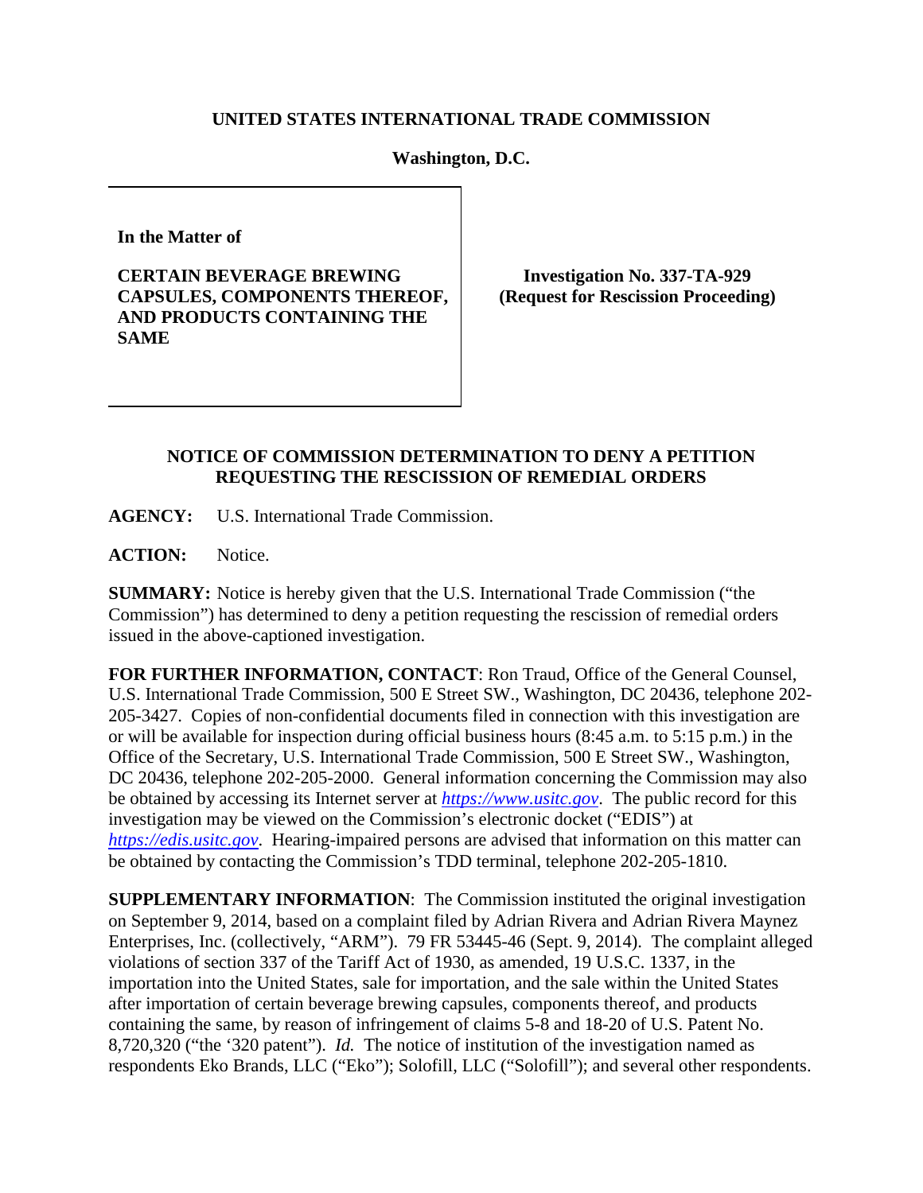**UNITED STATES INTERNATIONAL TRADE COMMISSION**

**Washington, D.C.**

| | |
|---|---|
| **In the Matter of**<br><br>**CERTAIN BEVERAGE BREWING CAPSULES, COMPONENTS THEREOF, AND PRODUCTS CONTAINING THE SAME** | **Investigation No. 337-TA-929**<br>**(Request for Rescission Proceeding)** |

**NOTICE OF COMMISSION DETERMINATION TO DENY A PETITION REQUESTING THE RESCISSION OF REMEDIAL ORDERS**

**AGENCY:** U.S. International Trade Commission.

**ACTION:** Notice.

**SUMMARY:** Notice is hereby given that the U.S. International Trade Commission ("the Commission") has determined to deny a petition requesting the rescission of remedial orders issued in the above-captioned investigation.

**FOR FURTHER INFORMATION, CONTACT**: Ron Traud, Office of the General Counsel, U.S. International Trade Commission, 500 E Street SW., Washington, DC 20436, telephone 202-205-3427. Copies of non-confidential documents filed in connection with this investigation are or will be available for inspection during official business hours (8:45 a.m. to 5:15 p.m.) in the Office of the Secretary, U.S. International Trade Commission, 500 E Street SW., Washington, DC 20436, telephone 202-205-2000. General information concerning the Commission may also be obtained by accessing its Internet server at *https://www.usitc.gov*. The public record for this investigation may be viewed on the Commission's electronic docket ("EDIS") at *https://edis.usitc.gov*. Hearing-impaired persons are advised that information on this matter can be obtained by contacting the Commission's TDD terminal, telephone 202-205-1810.

**SUPPLEMENTARY INFORMATION**: The Commission instituted the original investigation on September 9, 2014, based on a complaint filed by Adrian Rivera and Adrian Rivera Maynez Enterprises, Inc. (collectively, "ARM"). 79 FR 53445-46 (Sept. 9, 2014). The complaint alleged violations of section 337 of the Tariff Act of 1930, as amended, 19 U.S.C. 1337, in the importation into the United States, sale for importation, and the sale within the United States after importation of certain beverage brewing capsules, components thereof, and products containing the same, by reason of infringement of claims 5-8 and 18-20 of U.S. Patent No. 8,720,320 ("the '320 patent"). *Id.* The notice of institution of the investigation named as respondents Eko Brands, LLC ("Eko"); Solofill, LLC ("Solofill"); and several other respondents.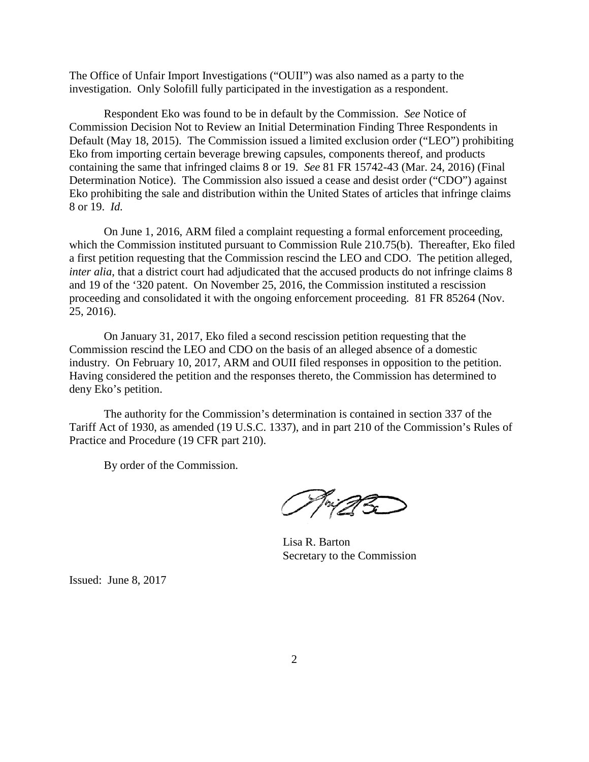The Office of Unfair Import Investigations ("OUII") was also named as a party to the investigation. Only Solofill fully participated in the investigation as a respondent.

Respondent Eko was found to be in default by the Commission. *See* Notice of Commission Decision Not to Review an Initial Determination Finding Three Respondents in Default (May 18, 2015). The Commission issued a limited exclusion order ("LEO") prohibiting Eko from importing certain beverage brewing capsules, components thereof, and products containing the same that infringed claims 8 or 19. *See* 81 FR 15742-43 (Mar. 24, 2016) (Final Determination Notice). The Commission also issued a cease and desist order ("CDO") against Eko prohibiting the sale and distribution within the United States of articles that infringe claims 8 or 19. *Id.*

On June 1, 2016, ARM filed a complaint requesting a formal enforcement proceeding, which the Commission instituted pursuant to Commission Rule 210.75(b). Thereafter, Eko filed a first petition requesting that the Commission rescind the LEO and CDO. The petition alleged, *inter alia*, that a district court had adjudicated that the accused products do not infringe claims 8 and 19 of the '320 patent. On November 25, 2016, the Commission instituted a rescission proceeding and consolidated it with the ongoing enforcement proceeding. 81 FR 85264 (Nov. 25, 2016).

On January 31, 2017, Eko filed a second rescission petition requesting that the Commission rescind the LEO and CDO on the basis of an alleged absence of a domestic industry. On February 10, 2017, ARM and OUII filed responses in opposition to the petition. Having considered the petition and the responses thereto, the Commission has determined to deny Eko's petition.

The authority for the Commission's determination is contained in section 337 of the Tariff Act of 1930, as amended (19 U.S.C. 1337), and in part 210 of the Commission's Rules of Practice and Procedure (19 CFR part 210).

By order of the Commission.

Lisa R. Barton
Secretary to the Commission

Issued: June 8, 2017